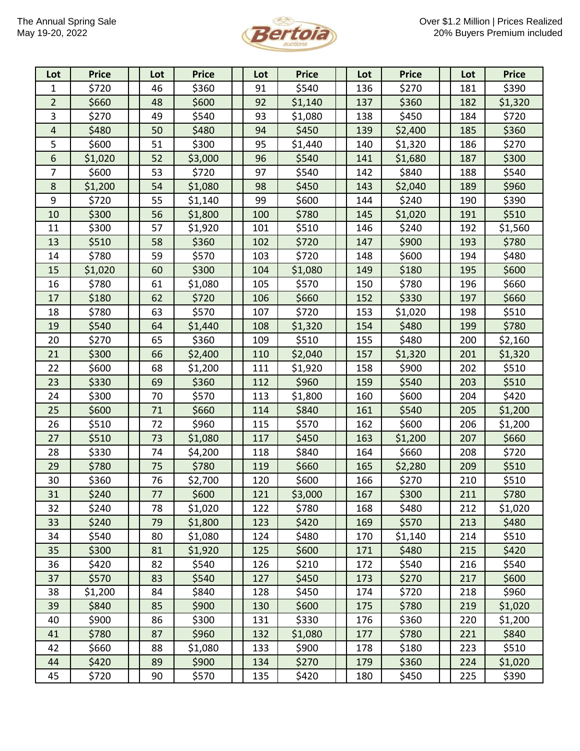The Annual Spring Sale
May 19-20, 2022

Bertoia auctions

Over $1.2 Million | Prices Realized
20% Buyers Premium included

| Lot | Price | Lot | Price | Lot | Price | Lot | Price | Lot | Price |
|---|---|---|---|---|---|---|---|---|---|
| 1 | $720 | 46 | $360 | 91 | $540 | 136 | $270 | 181 | $390 |
| 2 | $660 | 48 | $600 | 92 | $1,140 | 137 | $360 | 182 | $1,320 |
| 3 | $270 | 49 | $540 | 93 | $1,080 | 138 | $450 | 184 | $720 |
| 4 | $480 | 50 | $480 | 94 | $450 | 139 | $2,400 | 185 | $360 |
| 5 | $600 | 51 | $300 | 95 | $1,440 | 140 | $1,320 | 186 | $270 |
| 6 | $1,020 | 52 | $3,000 | 96 | $540 | 141 | $1,680 | 187 | $300 |
| 7 | $600 | 53 | $720 | 97 | $540 | 142 | $840 | 188 | $540 |
| 8 | $1,200 | 54 | $1,080 | 98 | $450 | 143 | $2,040 | 189 | $960 |
| 9 | $720 | 55 | $1,140 | 99 | $600 | 144 | $240 | 190 | $390 |
| 10 | $300 | 56 | $1,800 | 100 | $780 | 145 | $1,020 | 191 | $510 |
| 11 | $300 | 57 | $1,920 | 101 | $510 | 146 | $240 | 192 | $1,560 |
| 13 | $510 | 58 | $360 | 102 | $720 | 147 | $900 | 193 | $780 |
| 14 | $780 | 59 | $570 | 103 | $720 | 148 | $600 | 194 | $480 |
| 15 | $1,020 | 60 | $300 | 104 | $1,080 | 149 | $180 | 195 | $600 |
| 16 | $780 | 61 | $1,080 | 105 | $570 | 150 | $780 | 196 | $660 |
| 17 | $180 | 62 | $720 | 106 | $660 | 152 | $330 | 197 | $660 |
| 18 | $780 | 63 | $570 | 107 | $720 | 153 | $1,020 | 198 | $510 |
| 19 | $540 | 64 | $1,440 | 108 | $1,320 | 154 | $480 | 199 | $780 |
| 20 | $270 | 65 | $360 | 109 | $510 | 155 | $480 | 200 | $2,160 |
| 21 | $300 | 66 | $2,400 | 110 | $2,040 | 157 | $1,320 | 201 | $1,320 |
| 22 | $600 | 68 | $1,200 | 111 | $1,920 | 158 | $900 | 202 | $510 |
| 23 | $330 | 69 | $360 | 112 | $960 | 159 | $540 | 203 | $510 |
| 24 | $300 | 70 | $570 | 113 | $1,800 | 160 | $600 | 204 | $420 |
| 25 | $600 | 71 | $660 | 114 | $840 | 161 | $540 | 205 | $1,200 |
| 26 | $510 | 72 | $960 | 115 | $570 | 162 | $600 | 206 | $1,200 |
| 27 | $510 | 73 | $1,080 | 117 | $450 | 163 | $1,200 | 207 | $660 |
| 28 | $330 | 74 | $4,200 | 118 | $840 | 164 | $660 | 208 | $720 |
| 29 | $780 | 75 | $780 | 119 | $660 | 165 | $2,280 | 209 | $510 |
| 30 | $360 | 76 | $2,700 | 120 | $600 | 166 | $270 | 210 | $510 |
| 31 | $240 | 77 | $600 | 121 | $3,000 | 167 | $300 | 211 | $780 |
| 32 | $240 | 78 | $1,020 | 122 | $780 | 168 | $480 | 212 | $1,020 |
| 33 | $240 | 79 | $1,800 | 123 | $420 | 169 | $570 | 213 | $480 |
| 34 | $540 | 80 | $1,080 | 124 | $480 | 170 | $1,140 | 214 | $510 |
| 35 | $300 | 81 | $1,920 | 125 | $600 | 171 | $480 | 215 | $420 |
| 36 | $420 | 82 | $540 | 126 | $210 | 172 | $540 | 216 | $540 |
| 37 | $570 | 83 | $540 | 127 | $450 | 173 | $270 | 217 | $600 |
| 38 | $1,200 | 84 | $840 | 128 | $450 | 174 | $720 | 218 | $960 |
| 39 | $840 | 85 | $900 | 130 | $600 | 175 | $780 | 219 | $1,020 |
| 40 | $900 | 86 | $300 | 131 | $330 | 176 | $360 | 220 | $1,200 |
| 41 | $780 | 87 | $960 | 132 | $1,080 | 177 | $780 | 221 | $840 |
| 42 | $660 | 88 | $1,080 | 133 | $900 | 178 | $180 | 223 | $510 |
| 44 | $420 | 89 | $900 | 134 | $270 | 179 | $360 | 224 | $1,020 |
| 45 | $720 | 90 | $570 | 135 | $420 | 180 | $450 | 225 | $390 |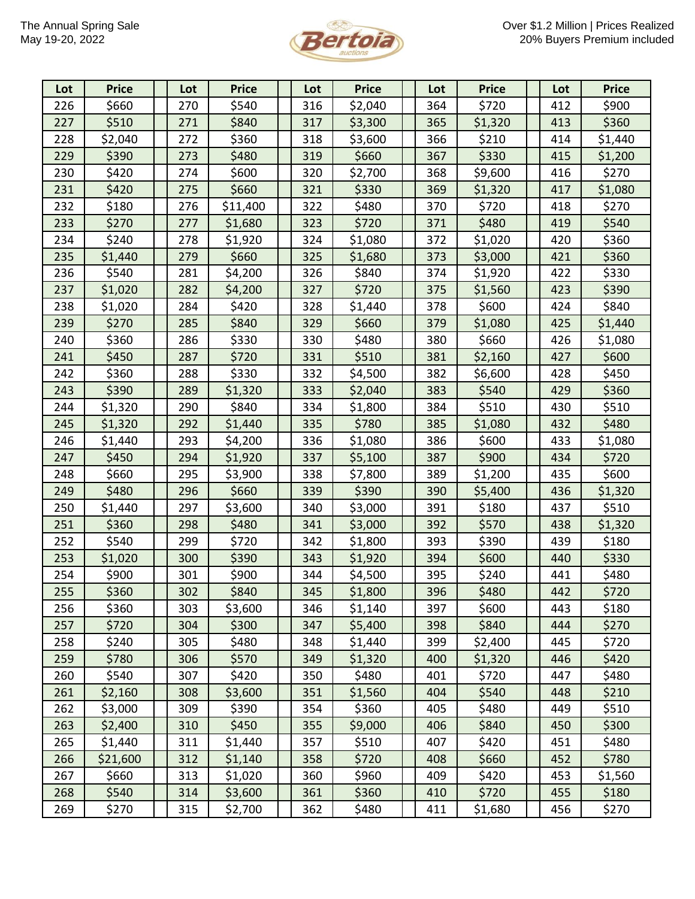The Annual Spring Sale
May 19-20, 2022

Bertoia auctions

Over $1.2 Million | Prices Realized
20% Buyers Premium included

| Lot | Price | Lot | Price | Lot | Price | Lot | Price | Lot | Price |
|---|---|---|---|---|---|---|---|---|---|
| 226 | $660 | 270 | $540 | 316 | $2,040 | 364 | $720 | 412 | $900 |
| 227 | $510 | 271 | $840 | 317 | $3,300 | 365 | $1,320 | 413 | $360 |
| 228 | $2,040 | 272 | $360 | 318 | $3,600 | 366 | $210 | 414 | $1,440 |
| 229 | $390 | 273 | $480 | 319 | $660 | 367 | $330 | 415 | $1,200 |
| 230 | $420 | 274 | $600 | 320 | $2,700 | 368 | $9,600 | 416 | $270 |
| 231 | $420 | 275 | $660 | 321 | $330 | 369 | $1,320 | 417 | $1,080 |
| 232 | $180 | 276 | $11,400 | 322 | $480 | 370 | $720 | 418 | $270 |
| 233 | $270 | 277 | $1,680 | 323 | $720 | 371 | $480 | 419 | $540 |
| 234 | $240 | 278 | $1,920 | 324 | $1,080 | 372 | $1,020 | 420 | $360 |
| 235 | $1,440 | 279 | $660 | 325 | $1,680 | 373 | $3,000 | 421 | $360 |
| 236 | $540 | 281 | $4,200 | 326 | $840 | 374 | $1,920 | 422 | $330 |
| 237 | $1,020 | 282 | $4,200 | 327 | $720 | 375 | $1,560 | 423 | $390 |
| 238 | $1,020 | 284 | $420 | 328 | $1,440 | 378 | $600 | 424 | $840 |
| 239 | $270 | 285 | $840 | 329 | $660 | 379 | $1,080 | 425 | $1,440 |
| 240 | $360 | 286 | $330 | 330 | $480 | 380 | $660 | 426 | $1,080 |
| 241 | $450 | 287 | $720 | 331 | $510 | 381 | $2,160 | 427 | $600 |
| 242 | $360 | 288 | $330 | 332 | $4,500 | 382 | $6,600 | 428 | $450 |
| 243 | $390 | 289 | $1,320 | 333 | $2,040 | 383 | $540 | 429 | $360 |
| 244 | $1,320 | 290 | $840 | 334 | $1,800 | 384 | $510 | 430 | $510 |
| 245 | $1,320 | 292 | $1,440 | 335 | $780 | 385 | $1,080 | 432 | $480 |
| 246 | $1,440 | 293 | $4,200 | 336 | $1,080 | 386 | $600 | 433 | $1,080 |
| 247 | $450 | 294 | $1,920 | 337 | $5,100 | 387 | $900 | 434 | $720 |
| 248 | $660 | 295 | $3,900 | 338 | $7,800 | 389 | $1,200 | 435 | $600 |
| 249 | $480 | 296 | $660 | 339 | $390 | 390 | $5,400 | 436 | $1,320 |
| 250 | $1,440 | 297 | $3,600 | 340 | $3,000 | 391 | $180 | 437 | $510 |
| 251 | $360 | 298 | $480 | 341 | $3,000 | 392 | $570 | 438 | $1,320 |
| 252 | $540 | 299 | $720 | 342 | $1,800 | 393 | $390 | 439 | $180 |
| 253 | $1,020 | 300 | $390 | 343 | $1,920 | 394 | $600 | 440 | $330 |
| 254 | $900 | 301 | $900 | 344 | $4,500 | 395 | $240 | 441 | $480 |
| 255 | $360 | 302 | $840 | 345 | $1,800 | 396 | $480 | 442 | $720 |
| 256 | $360 | 303 | $3,600 | 346 | $1,140 | 397 | $600 | 443 | $180 |
| 257 | $720 | 304 | $300 | 347 | $5,400 | 398 | $840 | 444 | $270 |
| 258 | $240 | 305 | $480 | 348 | $1,440 | 399 | $2,400 | 445 | $720 |
| 259 | $780 | 306 | $570 | 349 | $1,320 | 400 | $1,320 | 446 | $420 |
| 260 | $540 | 307 | $420 | 350 | $480 | 401 | $720 | 447 | $480 |
| 261 | $2,160 | 308 | $3,600 | 351 | $1,560 | 404 | $540 | 448 | $210 |
| 262 | $3,000 | 309 | $390 | 354 | $360 | 405 | $480 | 449 | $510 |
| 263 | $2,400 | 310 | $450 | 355 | $9,000 | 406 | $840 | 450 | $300 |
| 265 | $1,440 | 311 | $1,440 | 357 | $510 | 407 | $420 | 451 | $480 |
| 266 | $21,600 | 312 | $1,140 | 358 | $720 | 408 | $660 | 452 | $780 |
| 267 | $660 | 313 | $1,020 | 360 | $960 | 409 | $420 | 453 | $1,560 |
| 268 | $540 | 314 | $3,600 | 361 | $360 | 410 | $720 | 455 | $180 |
| 269 | $270 | 315 | $2,700 | 362 | $480 | 411 | $1,680 | 456 | $270 |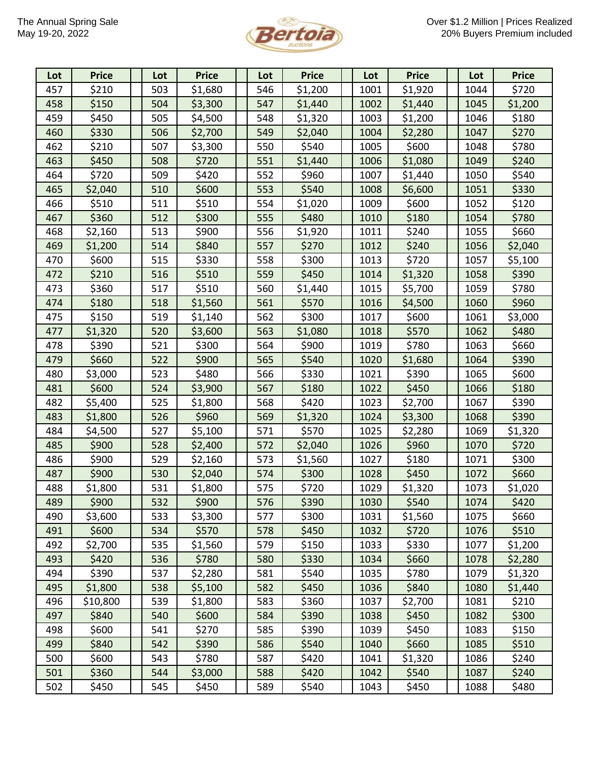The Annual Spring Sale
May 19-20, 2022

Bertoia auctions

Over $1.2 Million | Prices Realized
20% Buyers Premium included

| Lot | Price | | Lot | Price | | Lot | Price | | Lot | Price | | Lot | Price |
|---|---|---|---|---|---|---|---|---|---|---|---|---|---|
| 457 | $210 | | 503 | $1,680 | | 546 | $1,200 | | 1001 | $1,920 | | 1044 | $720 |
| 458 | $150 | | 504 | $3,300 | | 547 | $1,440 | | 1002 | $1,440 | | 1045 | $1,200 |
| 459 | $450 | | 505 | $4,500 | | 548 | $1,320 | | 1003 | $1,200 | | 1046 | $180 |
| 460 | $330 | | 506 | $2,700 | | 549 | $2,040 | | 1004 | $2,280 | | 1047 | $270 |
| 462 | $210 | | 507 | $3,300 | | 550 | $540 | | 1005 | $600 | | 1048 | $780 |
| 463 | $450 | | 508 | $720 | | 551 | $1,440 | | 1006 | $1,080 | | 1049 | $240 |
| 464 | $720 | | 509 | $420 | | 552 | $960 | | 1007 | $1,440 | | 1050 | $540 |
| 465 | $2,040 | | 510 | $600 | | 553 | $540 | | 1008 | $6,600 | | 1051 | $330 |
| 466 | $510 | | 511 | $510 | | 554 | $1,020 | | 1009 | $600 | | 1052 | $120 |
| 467 | $360 | | 512 | $300 | | 555 | $480 | | 1010 | $180 | | 1054 | $780 |
| 468 | $2,160 | | 513 | $900 | | 556 | $1,920 | | 1011 | $240 | | 1055 | $660 |
| 469 | $1,200 | | 514 | $840 | | 557 | $270 | | 1012 | $240 | | 1056 | $2,040 |
| 470 | $600 | | 515 | $330 | | 558 | $300 | | 1013 | $720 | | 1057 | $5,100 |
| 472 | $210 | | 516 | $510 | | 559 | $450 | | 1014 | $1,320 | | 1058 | $390 |
| 473 | $360 | | 517 | $510 | | 560 | $1,440 | | 1015 | $5,700 | | 1059 | $780 |
| 474 | $180 | | 518 | $1,560 | | 561 | $570 | | 1016 | $4,500 | | 1060 | $960 |
| 475 | $150 | | 519 | $1,140 | | 562 | $300 | | 1017 | $600 | | 1061 | $3,000 |
| 477 | $1,320 | | 520 | $3,600 | | 563 | $1,080 | | 1018 | $570 | | 1062 | $480 |
| 478 | $390 | | 521 | $300 | | 564 | $900 | | 1019 | $780 | | 1063 | $660 |
| 479 | $660 | | 522 | $900 | | 565 | $540 | | 1020 | $1,680 | | 1064 | $390 |
| 480 | $3,000 | | 523 | $480 | | 566 | $330 | | 1021 | $390 | | 1065 | $600 |
| 481 | $600 | | 524 | $3,900 | | 567 | $180 | | 1022 | $450 | | 1066 | $180 |
| 482 | $5,400 | | 525 | $1,800 | | 568 | $420 | | 1023 | $2,700 | | 1067 | $390 |
| 483 | $1,800 | | 526 | $960 | | 569 | $1,320 | | 1024 | $3,300 | | 1068 | $390 |
| 484 | $4,500 | | 527 | $5,100 | | 571 | $570 | | 1025 | $2,280 | | 1069 | $1,320 |
| 485 | $900 | | 528 | $2,400 | | 572 | $2,040 | | 1026 | $960 | | 1070 | $720 |
| 486 | $900 | | 529 | $2,160 | | 573 | $1,560 | | 1027 | $180 | | 1071 | $300 |
| 487 | $900 | | 530 | $2,040 | | 574 | $300 | | 1028 | $450 | | 1072 | $660 |
| 488 | $1,800 | | 531 | $1,800 | | 575 | $720 | | 1029 | $1,320 | | 1073 | $1,020 |
| 489 | $900 | | 532 | $900 | | 576 | $390 | | 1030 | $540 | | 1074 | $420 |
| 490 | $3,600 | | 533 | $3,300 | | 577 | $300 | | 1031 | $1,560 | | 1075 | $660 |
| 491 | $600 | | 534 | $570 | | 578 | $450 | | 1032 | $720 | | 1076 | $510 |
| 492 | $2,700 | | 535 | $1,560 | | 579 | $150 | | 1033 | $330 | | 1077 | $1,200 |
| 493 | $420 | | 536 | $780 | | 580 | $330 | | 1034 | $660 | | 1078 | $2,280 |
| 494 | $390 | | 537 | $2,280 | | 581 | $540 | | 1035 | $780 | | 1079 | $1,320 |
| 495 | $1,800 | | 538 | $5,100 | | 582 | $450 | | 1036 | $840 | | 1080 | $1,440 |
| 496 | $10,800 | | 539 | $1,800 | | 583 | $360 | | 1037 | $2,700 | | 1081 | $210 |
| 497 | $840 | | 540 | $600 | | 584 | $390 | | 1038 | $450 | | 1082 | $300 |
| 498 | $600 | | 541 | $270 | | 585 | $390 | | 1039 | $450 | | 1083 | $150 |
| 499 | $840 | | 542 | $390 | | 586 | $540 | | 1040 | $660 | | 1085 | $510 |
| 500 | $600 | | 543 | $780 | | 587 | $420 | | 1041 | $1,320 | | 1086 | $240 |
| 501 | $360 | | 544 | $3,000 | | 588 | $420 | | 1042 | $540 | | 1087 | $240 |
| 502 | $450 | | 545 | $450 | | 589 | $540 | | 1043 | $450 | | 1088 | $480 |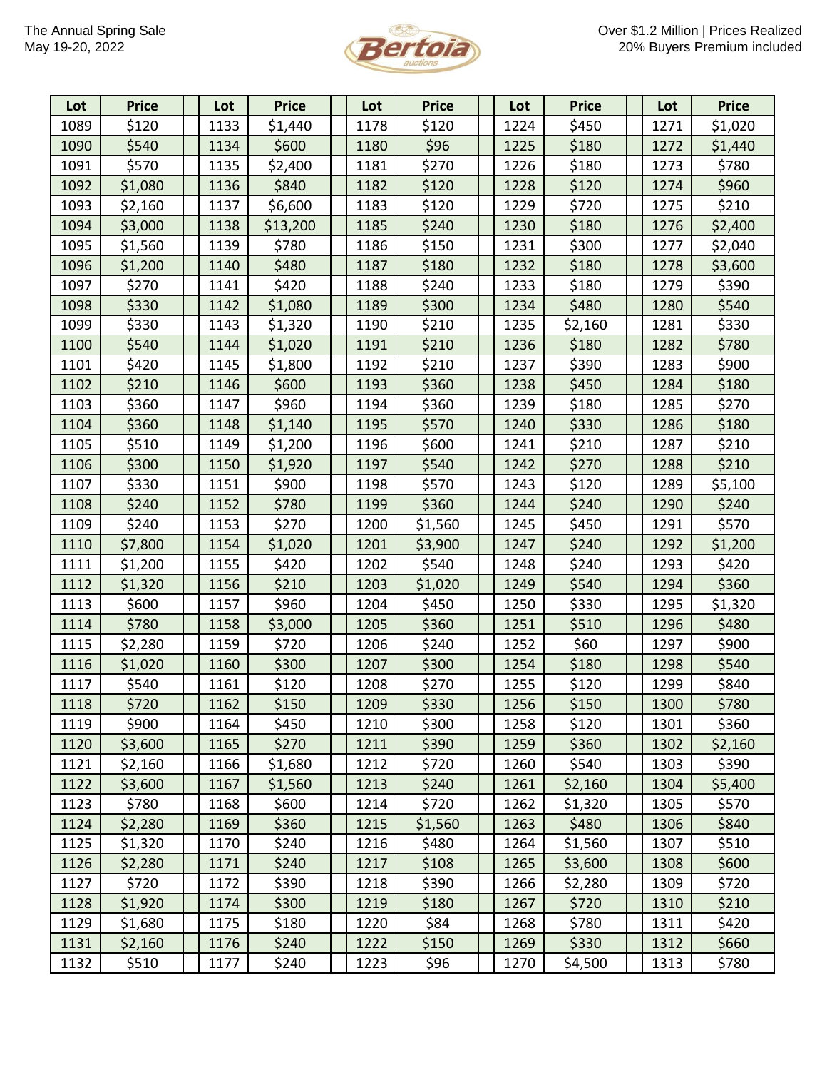The Annual Spring Sale
May 19-20, 2022

Bertoia auctions

Over $1.2 Million | Prices Realized
20% Buyers Premium included

| Lot | Price | | Lot | Price | | Lot | Price | | Lot | Price | | Lot | Price |
|---|---|---|---|---|---|---|---|---|---|---|---|---|---|
| 1089 | $120 | | 1133 | $1,440 | | 1178 | $120 | | 1224 | $450 | | 1271 | $1,020 |
| 1090 | $540 | | 1134 | $600 | | 1180 | $96 | | 1225 | $180 | | 1272 | $1,440 |
| 1091 | $570 | | 1135 | $2,400 | | 1181 | $270 | | 1226 | $180 | | 1273 | $780 |
| 1092 | $1,080 | | 1136 | $840 | | 1182 | $120 | | 1228 | $120 | | 1274 | $960 |
| 1093 | $2,160 | | 1137 | $6,600 | | 1183 | $120 | | 1229 | $720 | | 1275 | $210 |
| 1094 | $3,000 | | 1138 | $13,200 | | 1185 | $240 | | 1230 | $180 | | 1276 | $2,400 |
| 1095 | $1,560 | | 1139 | $780 | | 1186 | $150 | | 1231 | $300 | | 1277 | $2,040 |
| 1096 | $1,200 | | 1140 | $480 | | 1187 | $180 | | 1232 | $180 | | 1278 | $3,600 |
| 1097 | $270 | | 1141 | $420 | | 1188 | $240 | | 1233 | $180 | | 1279 | $390 |
| 1098 | $330 | | 1142 | $1,080 | | 1189 | $300 | | 1234 | $480 | | 1280 | $540 |
| 1099 | $330 | | 1143 | $1,320 | | 1190 | $210 | | 1235 | $2,160 | | 1281 | $330 |
| 1100 | $540 | | 1144 | $1,020 | | 1191 | $210 | | 1236 | $180 | | 1282 | $780 |
| 1101 | $420 | | 1145 | $1,800 | | 1192 | $210 | | 1237 | $390 | | 1283 | $900 |
| 1102 | $210 | | 1146 | $600 | | 1193 | $360 | | 1238 | $450 | | 1284 | $180 |
| 1103 | $360 | | 1147 | $960 | | 1194 | $360 | | 1239 | $180 | | 1285 | $270 |
| 1104 | $360 | | 1148 | $1,140 | | 1195 | $570 | | 1240 | $330 | | 1286 | $180 |
| 1105 | $510 | | 1149 | $1,200 | | 1196 | $600 | | 1241 | $210 | | 1287 | $210 |
| 1106 | $300 | | 1150 | $1,920 | | 1197 | $540 | | 1242 | $270 | | 1288 | $210 |
| 1107 | $330 | | 1151 | $900 | | 1198 | $570 | | 1243 | $120 | | 1289 | $5,100 |
| 1108 | $240 | | 1152 | $780 | | 1199 | $360 | | 1244 | $240 | | 1290 | $240 |
| 1109 | $240 | | 1153 | $270 | | 1200 | $1,560 | | 1245 | $450 | | 1291 | $570 |
| 1110 | $7,800 | | 1154 | $1,020 | | 1201 | $3,900 | | 1247 | $240 | | 1292 | $1,200 |
| 1111 | $1,200 | | 1155 | $420 | | 1202 | $540 | | 1248 | $240 | | 1293 | $420 |
| 1112 | $1,320 | | 1156 | $210 | | 1203 | $1,020 | | 1249 | $540 | | 1294 | $360 |
| 1113 | $600 | | 1157 | $960 | | 1204 | $450 | | 1250 | $330 | | 1295 | $1,320 |
| 1114 | $780 | | 1158 | $3,000 | | 1205 | $360 | | 1251 | $510 | | 1296 | $480 |
| 1115 | $2,280 | | 1159 | $720 | | 1206 | $240 | | 1252 | $60 | | 1297 | $900 |
| 1116 | $1,020 | | 1160 | $300 | | 1207 | $300 | | 1254 | $180 | | 1298 | $540 |
| 1117 | $540 | | 1161 | $120 | | 1208 | $270 | | 1255 | $120 | | 1299 | $840 |
| 1118 | $720 | | 1162 | $150 | | 1209 | $330 | | 1256 | $150 | | 1300 | $780 |
| 1119 | $900 | | 1164 | $450 | | 1210 | $300 | | 1258 | $120 | | 1301 | $360 |
| 1120 | $3,600 | | 1165 | $270 | | 1211 | $390 | | 1259 | $360 | | 1302 | $2,160 |
| 1121 | $2,160 | | 1166 | $1,680 | | 1212 | $720 | | 1260 | $540 | | 1303 | $390 |
| 1122 | $3,600 | | 1167 | $1,560 | | 1213 | $240 | | 1261 | $2,160 | | 1304 | $5,400 |
| 1123 | $780 | | 1168 | $600 | | 1214 | $720 | | 1262 | $1,320 | | 1305 | $570 |
| 1124 | $2,280 | | 1169 | $360 | | 1215 | $1,560 | | 1263 | $480 | | 1306 | $840 |
| 1125 | $1,320 | | 1170 | $240 | | 1216 | $480 | | 1264 | $1,560 | | 1307 | $510 |
| 1126 | $2,280 | | 1171 | $240 | | 1217 | $108 | | 1265 | $3,600 | | 1308 | $600 |
| 1127 | $720 | | 1172 | $390 | | 1218 | $390 | | 1266 | $2,280 | | 1309 | $720 |
| 1128 | $1,920 | | 1174 | $300 | | 1219 | $180 | | 1267 | $720 | | 1310 | $210 |
| 1129 | $1,680 | | 1175 | $180 | | 1220 | $84 | | 1268 | $780 | | 1311 | $420 |
| 1131 | $2,160 | | 1176 | $240 | | 1222 | $150 | | 1269 | $330 | | 1312 | $660 |
| 1132 | $510 | | 1177 | $240 | | 1223 | $96 | | 1270 | $4,500 | | 1313 | $780 |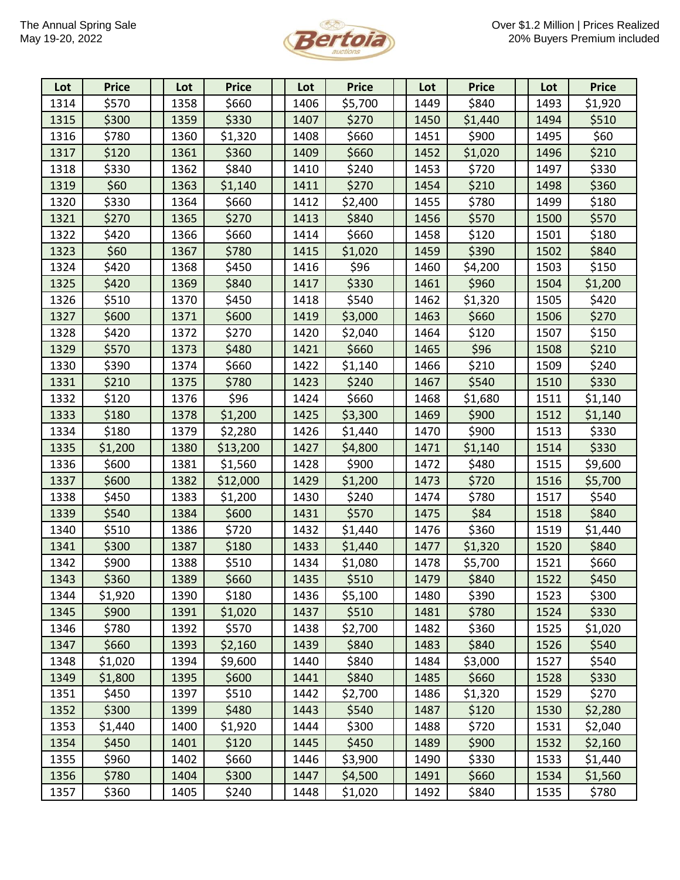The Annual Spring Sale
May 19-20, 2022

Bertoia auctions

Over $1.2 Million | Prices Realized
20% Buyers Premium included

| Lot | Price | | Lot | Price | | Lot | Price | | Lot | Price | | Lot | Price |
|---|---|---|---|---|---|---|---|---|---|---|---|---|---|
| 1314 | $570 | | 1358 | $660 | | 1406 | $5,700 | | 1449 | $840 | | 1493 | $1,920 |
| 1315 | $300 | | 1359 | $330 | | 1407 | $270 | | 1450 | $1,440 | | 1494 | $510 |
| 1316 | $780 | | 1360 | $1,320 | | 1408 | $660 | | 1451 | $900 | | 1495 | $60 |
| 1317 | $120 | | 1361 | $360 | | 1409 | $660 | | 1452 | $1,020 | | 1496 | $210 |
| 1318 | $330 | | 1362 | $840 | | 1410 | $240 | | 1453 | $720 | | 1497 | $330 |
| 1319 | $60 | | 1363 | $1,140 | | 1411 | $270 | | 1454 | $210 | | 1498 | $360 |
| 1320 | $330 | | 1364 | $660 | | 1412 | $2,400 | | 1455 | $780 | | 1499 | $180 |
| 1321 | $270 | | 1365 | $270 | | 1413 | $840 | | 1456 | $570 | | 1500 | $570 |
| 1322 | $420 | | 1366 | $660 | | 1414 | $660 | | 1458 | $120 | | 1501 | $180 |
| 1323 | $60 | | 1367 | $780 | | 1415 | $1,020 | | 1459 | $390 | | 1502 | $840 |
| 1324 | $420 | | 1368 | $450 | | 1416 | $96 | | 1460 | $4,200 | | 1503 | $150 |
| 1325 | $420 | | 1369 | $840 | | 1417 | $330 | | 1461 | $960 | | 1504 | $1,200 |
| 1326 | $510 | | 1370 | $450 | | 1418 | $540 | | 1462 | $1,320 | | 1505 | $420 |
| 1327 | $600 | | 1371 | $600 | | 1419 | $3,000 | | 1463 | $660 | | 1506 | $270 |
| 1328 | $420 | | 1372 | $270 | | 1420 | $2,040 | | 1464 | $120 | | 1507 | $150 |
| 1329 | $570 | | 1373 | $480 | | 1421 | $660 | | 1465 | $96 | | 1508 | $210 |
| 1330 | $390 | | 1374 | $660 | | 1422 | $1,140 | | 1466 | $210 | | 1509 | $240 |
| 1331 | $210 | | 1375 | $780 | | 1423 | $240 | | 1467 | $540 | | 1510 | $330 |
| 1332 | $120 | | 1376 | $96 | | 1424 | $660 | | 1468 | $1,680 | | 1511 | $1,140 |
| 1333 | $180 | | 1378 | $1,200 | | 1425 | $3,300 | | 1469 | $900 | | 1512 | $1,140 |
| 1334 | $180 | | 1379 | $2,280 | | 1426 | $1,440 | | 1470 | $900 | | 1513 | $330 |
| 1335 | $1,200 | | 1380 | $13,200 | | 1427 | $4,800 | | 1471 | $1,140 | | 1514 | $330 |
| 1336 | $600 | | 1381 | $1,560 | | 1428 | $900 | | 1472 | $480 | | 1515 | $9,600 |
| 1337 | $600 | | 1382 | $12,000 | | 1429 | $1,200 | | 1473 | $720 | | 1516 | $5,700 |
| 1338 | $450 | | 1383 | $1,200 | | 1430 | $240 | | 1474 | $780 | | 1517 | $540 |
| 1339 | $540 | | 1384 | $600 | | 1431 | $570 | | 1475 | $84 | | 1518 | $840 |
| 1340 | $510 | | 1386 | $720 | | 1432 | $1,440 | | 1476 | $360 | | 1519 | $1,440 |
| 1341 | $300 | | 1387 | $180 | | 1433 | $1,440 | | 1477 | $1,320 | | 1520 | $840 |
| 1342 | $900 | | 1388 | $510 | | 1434 | $1,080 | | 1478 | $5,700 | | 1521 | $660 |
| 1343 | $360 | | 1389 | $660 | | 1435 | $510 | | 1479 | $840 | | 1522 | $450 |
| 1344 | $1,920 | | 1390 | $180 | | 1436 | $5,100 | | 1480 | $390 | | 1523 | $300 |
| 1345 | $900 | | 1391 | $1,020 | | 1437 | $510 | | 1481 | $780 | | 1524 | $330 |
| 1346 | $780 | | 1392 | $570 | | 1438 | $2,700 | | 1482 | $360 | | 1525 | $1,020 |
| 1347 | $660 | | 1393 | $2,160 | | 1439 | $840 | | 1483 | $840 | | 1526 | $540 |
| 1348 | $1,020 | | 1394 | $9,600 | | 1440 | $840 | | 1484 | $3,000 | | 1527 | $540 |
| 1349 | $1,800 | | 1395 | $600 | | 1441 | $840 | | 1485 | $660 | | 1528 | $330 |
| 1351 | $450 | | 1397 | $510 | | 1442 | $2,700 | | 1486 | $1,320 | | 1529 | $270 |
| 1352 | $300 | | 1399 | $480 | | 1443 | $540 | | 1487 | $120 | | 1530 | $2,280 |
| 1353 | $1,440 | | 1400 | $1,920 | | 1444 | $300 | | 1488 | $720 | | 1531 | $2,040 |
| 1354 | $450 | | 1401 | $120 | | 1445 | $450 | | 1489 | $900 | | 1532 | $2,160 |
| 1355 | $960 | | 1402 | $660 | | 1446 | $3,900 | | 1490 | $330 | | 1533 | $1,440 |
| 1356 | $780 | | 1404 | $300 | | 1447 | $4,500 | | 1491 | $660 | | 1534 | $1,560 |
| 1357 | $360 | | 1405 | $240 | | 1448 | $1,020 | | 1492 | $840 | | 1535 | $780 |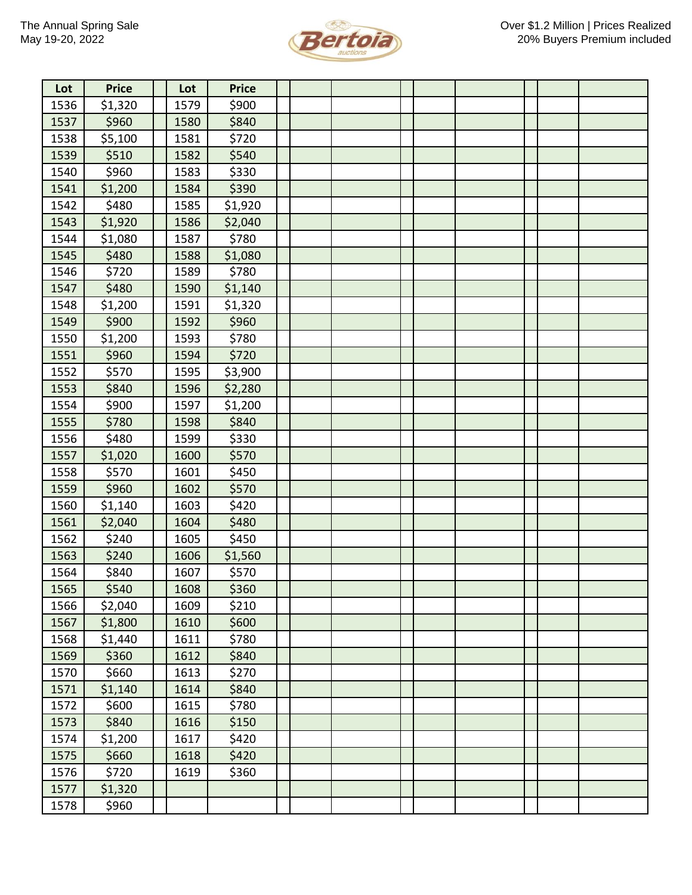| Lot | Price | Lot | Price |
|---|---|---|---|
| 1536 | $1,320 | 1579 | $900 |
| 1537 | $960 | 1580 | $840 |
| 1538 | $5,100 | 1581 | $720 |
| 1539 | $510 | 1582 | $540 |
| 1540 | $960 | 1583 | $330 |
| 1541 | $1,200 | 1584 | $390 |
| 1542 | $480 | 1585 | $1,920 |
| 1543 | $1,920 | 1586 | $2,040 |
| 1544 | $1,080 | 1587 | $780 |
| 1545 | $480 | 1588 | $1,080 |
| 1546 | $720 | 1589 | $780 |
| 1547 | $480 | 1590 | $1,140 |
| 1548 | $1,200 | 1591 | $1,320 |
| 1549 | $900 | 1592 | $960 |
| 1550 | $1,200 | 1593 | $780 |
| 1551 | $960 | 1594 | $720 |
| 1552 | $570 | 1595 | $3,900 |
| 1553 | $840 | 1596 | $2,280 |
| 1554 | $900 | 1597 | $1,200 |
| 1555 | $780 | 1598 | $840 |
| 1556 | $480 | 1599 | $330 |
| 1557 | $1,020 | 1600 | $570 |
| 1558 | $570 | 1601 | $450 |
| 1559 | $960 | 1602 | $570 |
| 1560 | $1,140 | 1603 | $420 |
| 1561 | $2,040 | 1604 | $480 |
| 1562 | $240 | 1605 | $450 |
| 1563 | $240 | 1606 | $1,560 |
| 1564 | $840 | 1607 | $570 |
| 1565 | $540 | 1608 | $360 |
| 1566 | $2,040 | 1609 | $210 |
| 1567 | $1,800 | 1610 | $600 |
| 1568 | $1,440 | 1611 | $780 |
| 1569 | $360 | 1612 | $840 |
| 1570 | $660 | 1613 | $270 |
| 1571 | $1,140 | 1614 | $840 |
| 1572 | $600 | 1615 | $780 |
| 1573 | $840 | 1616 | $150 |
| 1574 | $1,200 | 1617 | $420 |
| 1575 | $660 | 1618 | $420 |
| 1576 | $720 | 1619 | $360 |
| 1577 | $1,320 | | |
| 1578 | $960 | | |